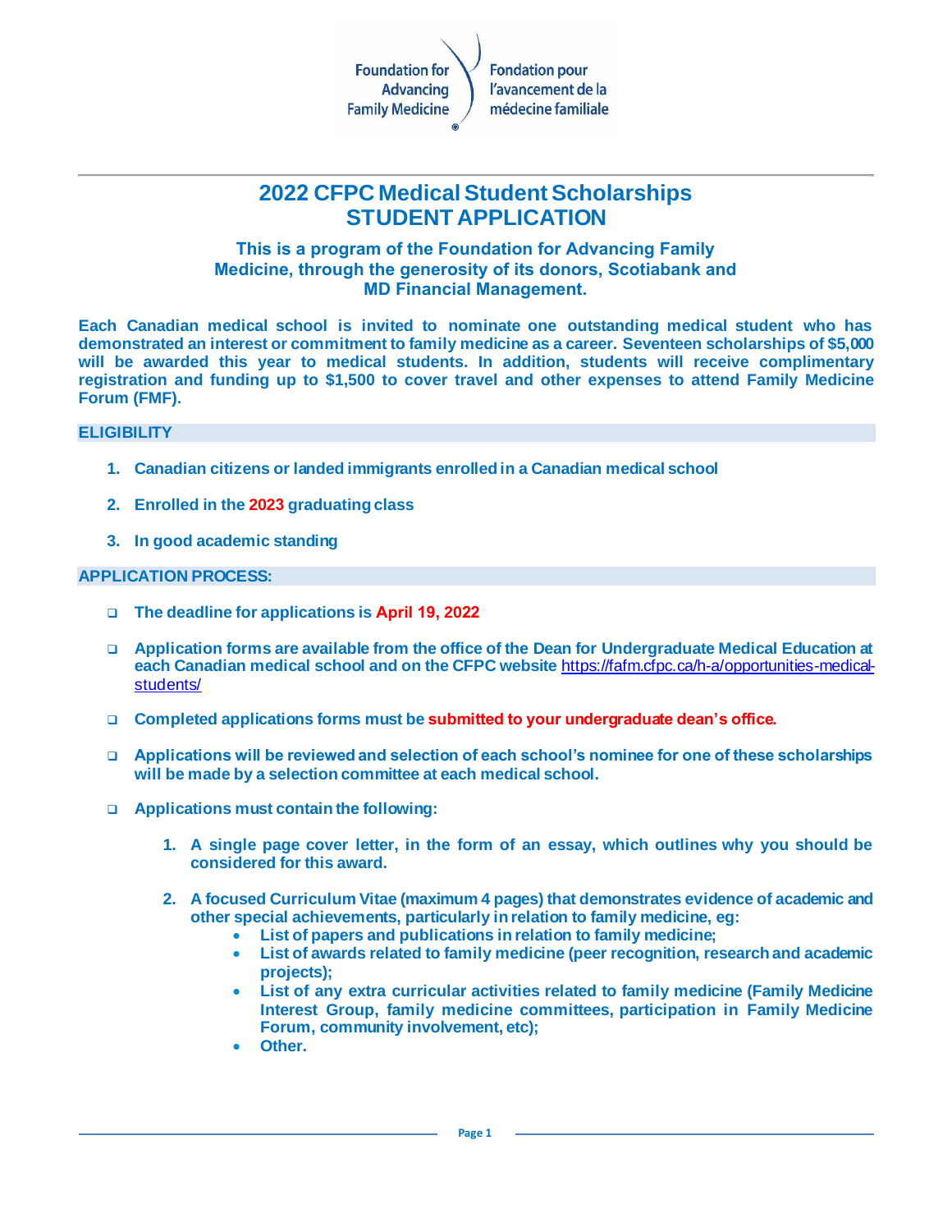Foundation for Advancing Family Medicine | Fondation pour l'avancement de la médecine familiale

# 2022 CFPC Medical Student Scholarships STUDENT APPLICATION

### This is a program of the Foundation for Advancing Family Medicine, through the generosity of its donors, Scotiabank and MD Financial Management.

**Each Canadian medical school is invited to nominate one outstanding medical student who has demonstrated an interest or commitment to family medicine as a career. Seventeen scholarships of $5,000 will be awarded this year to medical students. In addition, students will receive complimentary registration and funding up to $1,500 to cover travel and other expenses to attend Family Medicine Forum (FMF).**

## ELIGIBILITY

1. **Canadian citizens or landed immigrants enrolled in a Canadian medical school**
2. **Enrolled in the 2023 graduating class**
3. **In good academic standing**

## APPLICATION PROCESS:

- **The deadline for applications is April 19, 2022**
- **Application forms are available from the office of the Dean for Undergraduate Medical Education at each Canadian medical school and on the CFPC website** https://fafm.cfpc.ca/h-a/opportunities-medical-students/
- **Completed applications forms must be submitted to your undergraduate dean's office.**
- **Applications will be reviewed and selection of each school's nominee for one of these scholarships will be made by a selection committee at each medical school.**
- **Applications must contain the following:**
    1. **A single page cover letter, in the form of an essay, which outlines why you should be considered for this award.**
    2. **A focused Curriculum Vitae (maximum 4 pages) that demonstrates evidence of academic and other special achievements, particularly in relation to family medicine, eg:**
        - **List of papers and publications in relation to family medicine;**
        - **List of awards related to family medicine (peer recognition, research and academic projects);**
        - **List of any extra curricular activities related to family medicine (Family Medicine Interest Group, family medicine committees, participation in Family Medicine Forum, community involvement, etc);**
        - **Other.**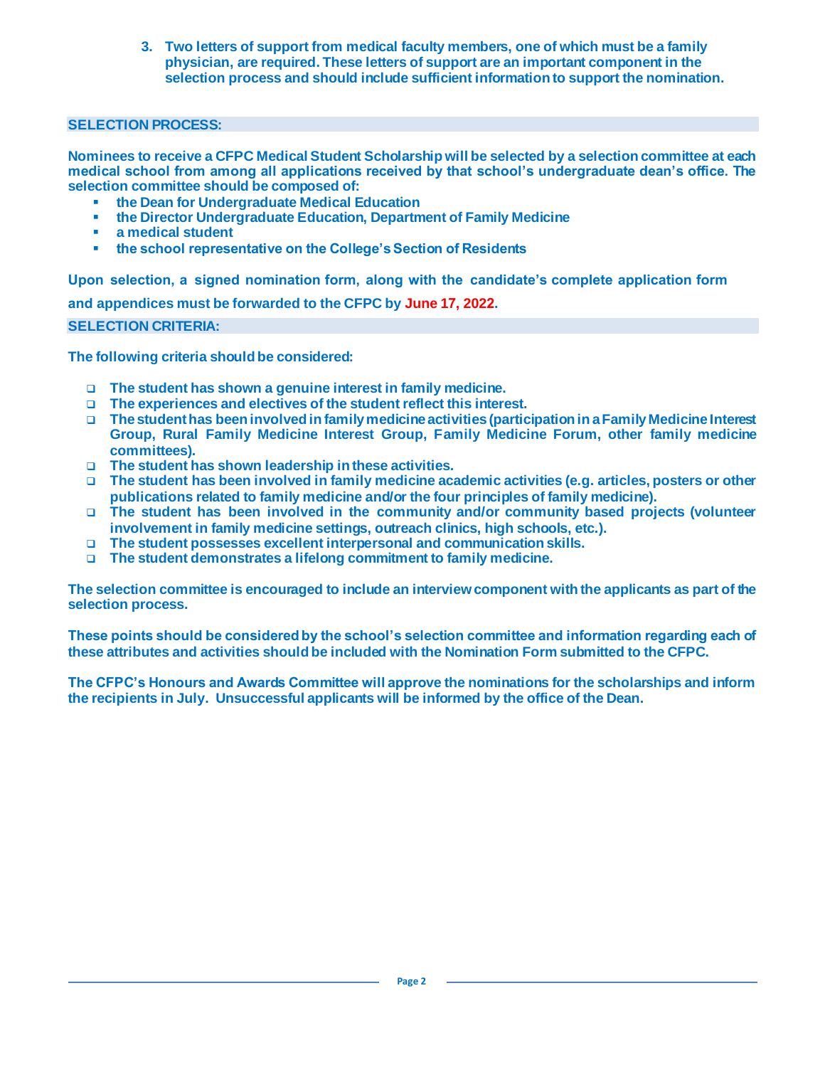3. **Two letters of support from medical faculty members, one of which must be a family physician, are required. These letters of support are an important component in the selection process and should include sufficient information to support the nomination.**

## SELECTION PROCESS:

**Nominees to receive a CFPC Medical Student Scholarship will be selected by a selection committee at each medical school from among all applications received by that school's undergraduate dean's office. The selection committee should be composed of:**

- **the Dean for Undergraduate Medical Education**
- **the Director Undergraduate Education, Department of Family Medicine**
- **a medical student**
- **the school representative on the College's Section of Residents**

**Upon selection, a signed nomination form, along with the candidate's complete application form and appendices must be forwarded to the CFPC by June 17, 2022.**

## SELECTION CRITERIA:

**The following criteria should be considered:**

- **The student has shown a genuine interest in family medicine.**
- **The experiences and electives of the student reflect this interest.**
- **The student has been involved in family medicine activities (participation in a Family Medicine Interest Group, Rural Family Medicine Interest Group, Family Medicine Forum, other family medicine committees).**
- **The student has shown leadership in these activities.**
- **The student has been involved in family medicine academic activities (e.g. articles, posters or other publications related to family medicine and/or the four principles of family medicine).**
- **The student has been involved in the community and/or community based projects (volunteer involvement in family medicine settings, outreach clinics, high schools, etc.).**
- **The student possesses excellent interpersonal and communication skills.**
- **The student demonstrates a lifelong commitment to family medicine.**

**The selection committee is encouraged to include an interview component with the applicants as part of the selection process.**

**These points should be considered by the school's selection committee and information regarding each of these attributes and activities should be included with the Nomination Form submitted to the CFPC.**

**The CFPC's Honours and Awards Committee will approve the nominations for the scholarships and inform the recipients in July. Unsuccessful applicants will be informed by the office of the Dean.**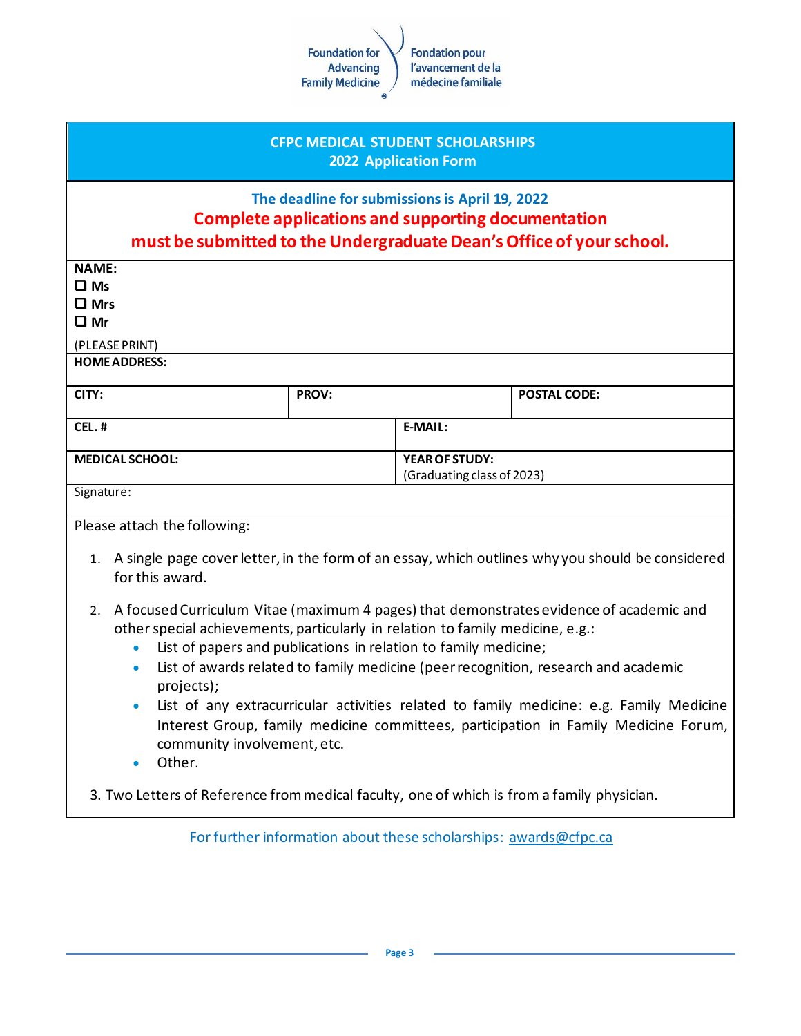Foundation for Advancing Family Medicine | Fondation pour l'avancement de la médecine familiale

## CFPC MEDICAL STUDENT SCHOLARSHIPS
### 2022 Application Form

**The deadline for submissions is April 19, 2022**

**Complete applications and supporting documentation must be submitted to the Undergraduate Dean's Office of your school.**

**NAME:**
- ❑ **Ms**
- ❑ **Mrs**
- ❑ **Mr**

(PLEASE PRINT)

**HOME ADDRESS:**

| | | |
|---|---|---|
| **CITY:** | **PROV:** | **POSTAL CODE:** |

| | |
|---|---|
| **CEL. #** | **E-MAIL:** |
| **MEDICAL SCHOOL:** | **YEAR OF STUDY:** (Graduating class of 2023) |

Signature:

Please attach the following:

1. A single page cover letter, in the form of an essay, which outlines why you should be considered for this award.

2. A focused Curriculum Vitae (maximum 4 pages) that demonstrates evidence of academic and other special achievements, particularly in relation to family medicine, e.g.:
   - List of papers and publications in relation to family medicine;
   - List of awards related to family medicine (peer recognition, research and academic projects);
   - List of any extracurricular activities related to family medicine: e.g. Family Medicine Interest Group, family medicine committees, participation in Family Medicine Forum, community involvement, etc.
   - Other.

3. Two Letters of Reference from medical faculty, one of which is from a family physician.

For further information about these scholarships: awards@cfpc.ca